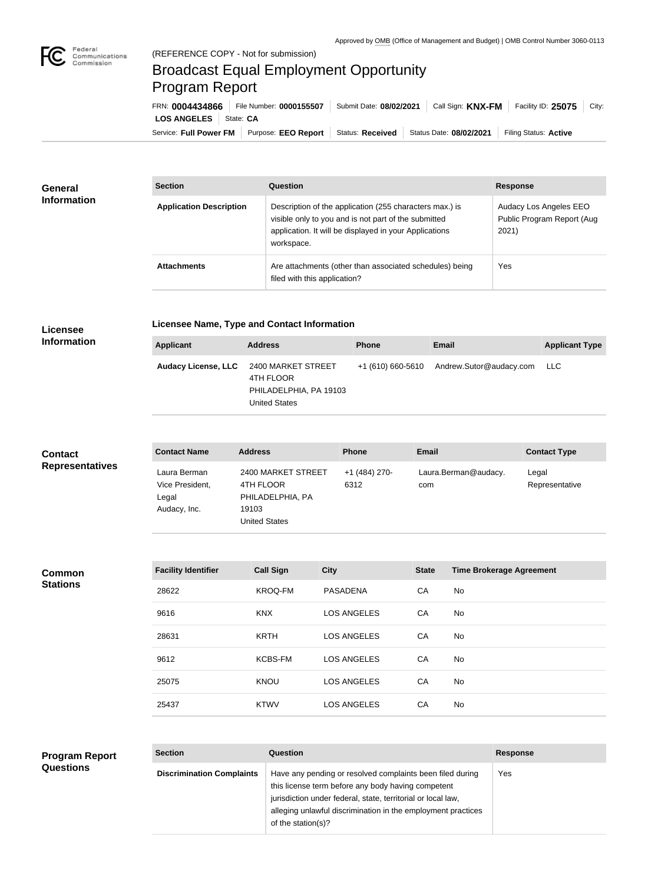Approved by OMB (Office of Management and Budget) | OMB Control Number 3060-0113

(REFERENCE COPY - Not for submission)

# Broadcast Equal Employment Opportunity Program Report

FRN: **0004434866** | File Number: **0000155507** | Submit Date: **08/02/2021** | Call Sign: **KNX-FM** | Facility ID: **25075** | City: **LOS ANGELES** | State: **CA**

Service: **Full Power FM** | Purpose: **EEO Report** | Status: **Received** | Status Date: **08/02/2021** | Filing Status: **Active**

## General Information

| Section | Question | Response |
| --- | --- | --- |
| **Application Description** | Description of the application (255 characters max.) is visible only to you and is not part of the submitted application. It will be displayed in your Applications workspace. | Audacy Los Angeles EEO Public Program Report (Aug 2021) |
| **Attachments** | Are attachments (other than associated schedules) being filed with this application? | Yes |

## Licensee Information

### Licensee Name, Type and Contact Information

| Applicant | Address | Phone | Email | Applicant Type |
| --- | --- | --- | --- | --- |
| **Audacy License, LLC** | 2400 MARKET STREET 4TH FLOOR PHILADELPHIA, PA 19103 United States | +1 (610) 660-5610 | Andrew.Sutor@audacy.com | LLC |

## Contact Representatives

| Contact Name | Address | Phone | Email | Contact Type |
| --- | --- | --- | --- | --- |
| Laura Berman Vice President, Legal Audacy, Inc. | 2400 MARKET STREET 4TH FLOOR PHILADELPHIA, PA 19103 United States | +1 (484) 270-6312 | Laura.Berman@audacy.com | Legal Representative |

## Common Stations

| Facility Identifier | Call Sign | City | State | Time Brokerage Agreement |
| --- | --- | --- | --- | --- |
| 28622 | KROQ-FM | PASADENA | CA | No |
| 9616 | KNX | LOS ANGELES | CA | No |
| 28631 | KRTH | LOS ANGELES | CA | No |
| 9612 | KCBS-FM | LOS ANGELES | CA | No |
| 25075 | KNOU | LOS ANGELES | CA | No |
| 25437 | KTWV | LOS ANGELES | CA | No |

## Program Report Questions

| Section | Question | Response |
| --- | --- | --- |
| **Discrimination Complaints** | Have any pending or resolved complaints been filed during this license term before any body having competent jurisdiction under federal, state, territorial or local law, alleging unlawful discrimination in the employment practices of the station(s)? | Yes |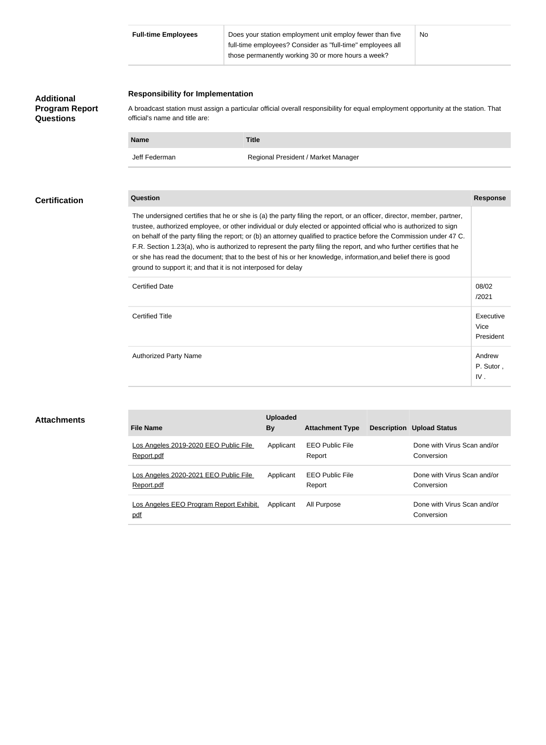| | | |
|---|---|---|
| **Full-time Employees** | Does your station employment unit employ fewer than five full-time employees? Consider as "full-time" employees all those permanently working 30 or more hours a week? | No |

## Additional Program Report Questions

### Responsibility for Implementation

A broadcast station must assign a particular official overall responsibility for equal employment opportunity at the station. That official's name and title are:

| Name | Title |
|---|---|
| Jeff Federman | Regional President / Market Manager |

## Certification

| Question | Response |
|---|---|
| The undersigned certifies that he or she is (a) the party filing the report, or an officer, director, member, partner, trustee, authorized employee, or other individual or duly elected or appointed official who is authorized to sign on behalf of the party filing the report; or (b) an attorney qualified to practice before the Commission under 47 C.F.R. Section 1.23(a), who is authorized to represent the party filing the report, and who further certifies that he or she has read the document; that to the best of his or her knowledge, information,and belief there is good ground to support it; and that it is not interposed for delay | |
| Certified Date | 08/02/2021 |
| Certified Title | Executive Vice President |
| Authorized Party Name | Andrew P. Sutor , IV . |

## Attachments

| File Name | Uploaded By | Attachment Type | Description | Upload Status |
|---|---|---|---|---|
| Los Angeles 2019-2020 EEO Public File Report.pdf | Applicant | EEO Public File Report | | Done with Virus Scan and/or Conversion |
| Los Angeles 2020-2021 EEO Public File Report.pdf | Applicant | EEO Public File Report | | Done with Virus Scan and/or Conversion |
| Los Angeles EEO Program Report Exhibit.pdf | Applicant | All Purpose | | Done with Virus Scan and/or Conversion |